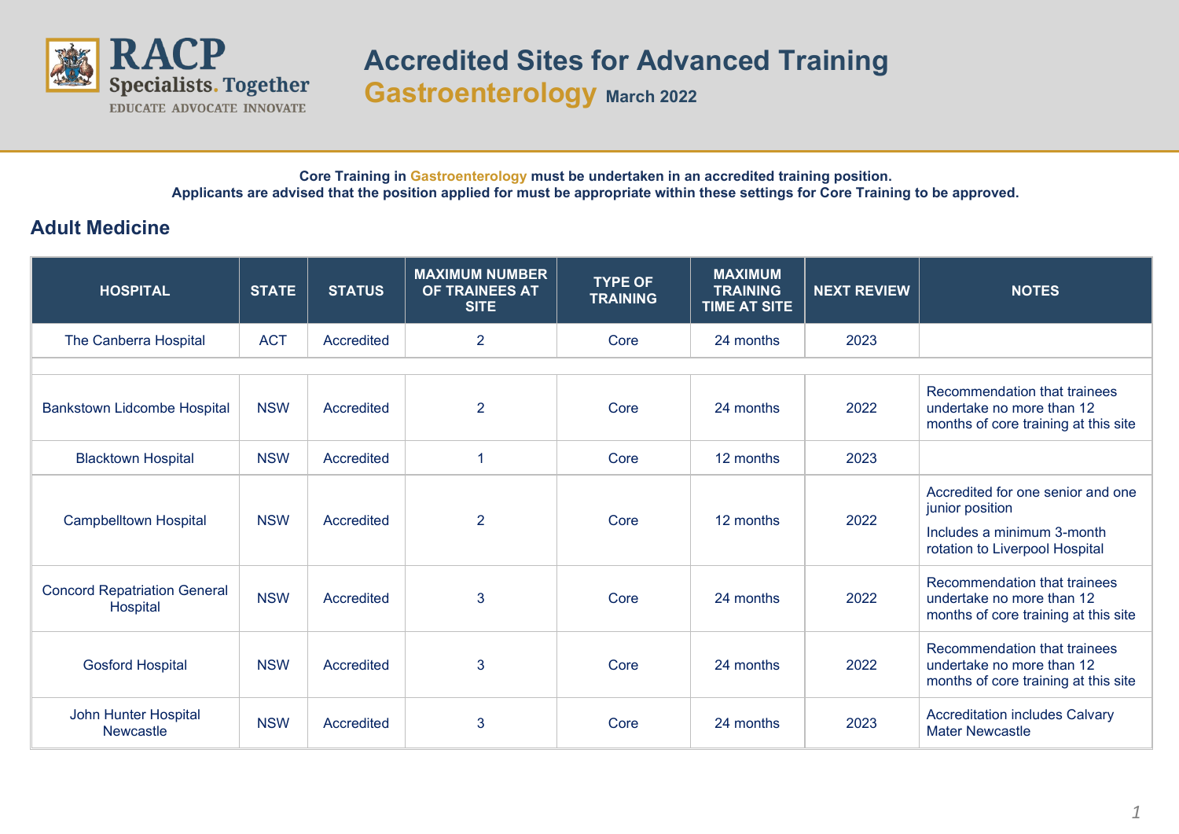RACP
Specialists. Together
EDUCATE ADVOCATE INNOVATE

# Accredited Sites for Advanced Training

## Gastroenterology March 2022

**Core Training in Gastroenterology must be undertaken in an accredited training position.**
**Applicants are advised that the position applied for must be appropriate within these settings for Core Training to be approved.**

## Adult Medicine

| HOSPITAL | STATE | STATUS | MAXIMUM NUMBER OF TRAINEES AT SITE | TYPE OF TRAINING | MAXIMUM TRAINING TIME AT SITE | NEXT REVIEW | NOTES |
|---|---|---|---|---|---|---|---|
| The Canberra Hospital | ACT | Accredited | 2 | Core | 24 months | 2023 | |
| | | | | | | | |
| Bankstown Lidcombe Hospital | NSW | Accredited | 2 | Core | 24 months | 2022 | Recommendation that trainees undertake no more than 12 months of core training at this site |
| Blacktown Hospital | NSW | Accredited | 1 | Core | 12 months | 2023 | |
| Campbelltown Hospital | NSW | Accredited | 2 | Core | 12 months | 2022 | Accredited for one senior and one junior position<br>Includes a minimum 3-month rotation to Liverpool Hospital |
| Concord Repatriation General Hospital | NSW | Accredited | 3 | Core | 24 months | 2022 | Recommendation that trainees undertake no more than 12 months of core training at this site |
| Gosford Hospital | NSW | Accredited | 3 | Core | 24 months | 2022 | Recommendation that trainees undertake no more than 12 months of core training at this site |
| John Hunter Hospital Newcastle | NSW | Accredited | 3 | Core | 24 months | 2023 | Accreditation includes Calvary Mater Newcastle |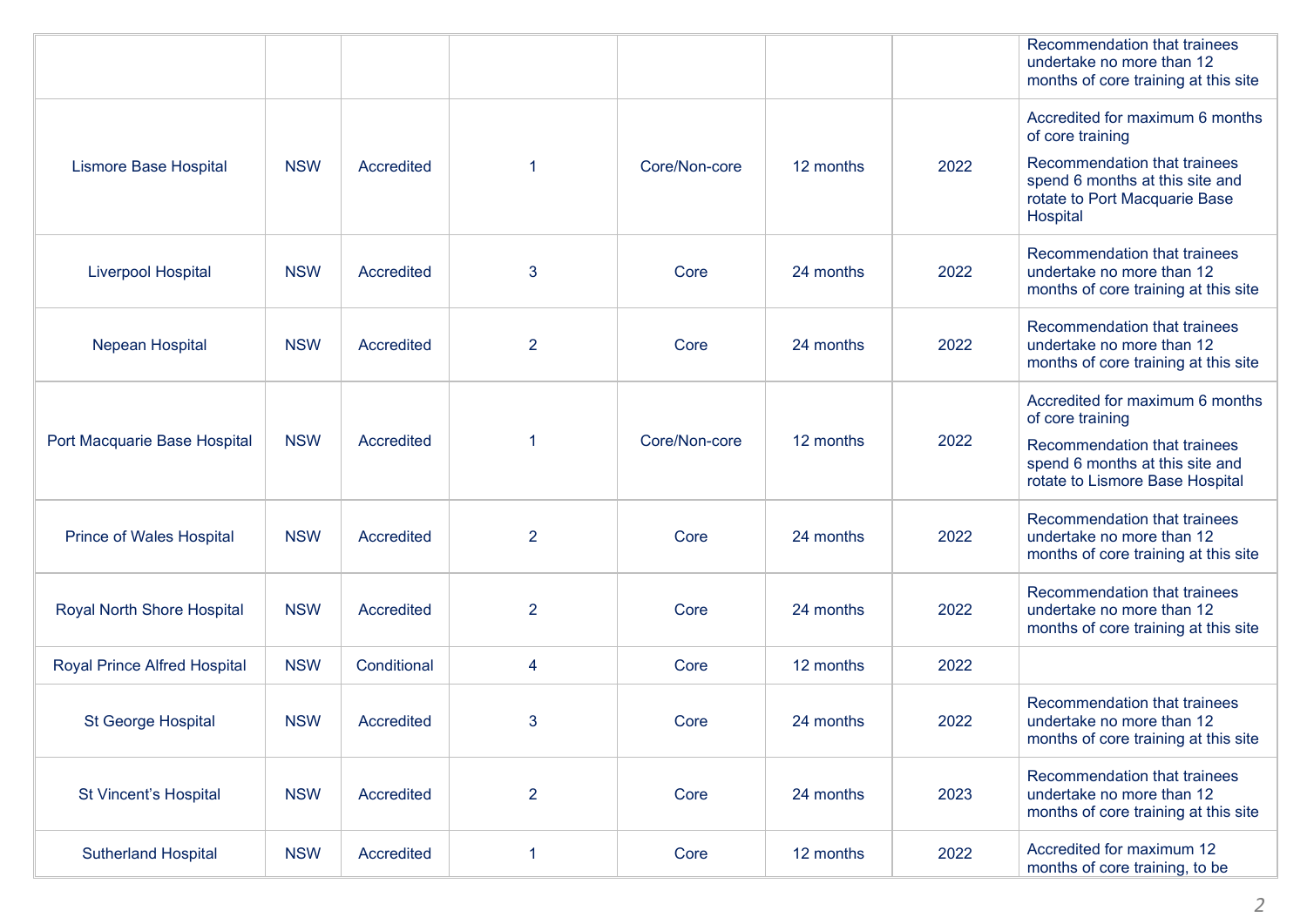| | | | | | | | |
|---|---|---|---|---|---|---|---|
| | | | | | | | Recommendation that trainees undertake no more than 12 months of core training at this site |
| Lismore Base Hospital | NSW | Accredited | 1 | Core/Non-core | 12 months | 2022 | Accredited for maximum 6 months of core training<br><br>Recommendation that trainees spend 6 months at this site and rotate to Port Macquarie Base Hospital |
| Liverpool Hospital | NSW | Accredited | 3 | Core | 24 months | 2022 | Recommendation that trainees undertake no more than 12 months of core training at this site |
| Nepean Hospital | NSW | Accredited | 2 | Core | 24 months | 2022 | Recommendation that trainees undertake no more than 12 months of core training at this site |
| Port Macquarie Base Hospital | NSW | Accredited | 1 | Core/Non-core | 12 months | 2022 | Accredited for maximum 6 months of core training<br><br>Recommendation that trainees spend 6 months at this site and rotate to Lismore Base Hospital |
| Prince of Wales Hospital | NSW | Accredited | 2 | Core | 24 months | 2022 | Recommendation that trainees undertake no more than 12 months of core training at this site |
| Royal North Shore Hospital | NSW | Accredited | 2 | Core | 24 months | 2022 | Recommendation that trainees undertake no more than 12 months of core training at this site |
| Royal Prince Alfred Hospital | NSW | Conditional | 4 | Core | 12 months | 2022 | |
| St George Hospital | NSW | Accredited | 3 | Core | 24 months | 2022 | Recommendation that trainees undertake no more than 12 months of core training at this site |
| St Vincent's Hospital | NSW | Accredited | 2 | Core | 24 months | 2023 | Recommendation that trainees undertake no more than 12 months of core training at this site |
| Sutherland Hospital | NSW | Accredited | 1 | Core | 12 months | 2022 | Accredited for maximum 12 months of core training, to be |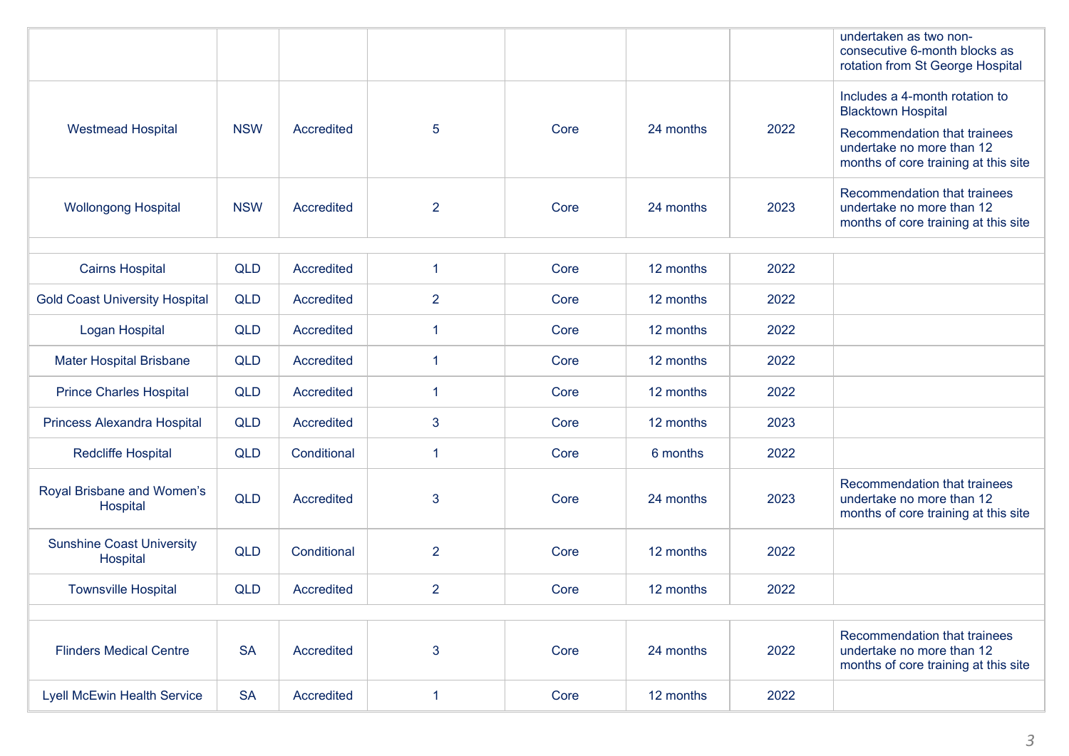| | | | | | | | |
|---|---|---|---|---|---|---|---|
| | | | | | | | undertaken as two non-consecutive 6-month blocks as rotation from St George Hospital |
| Westmead Hospital | NSW | Accredited | 5 | Core | 24 months | 2022 | Includes a 4-month rotation to Blacktown Hospital<br>Recommendation that trainees undertake no more than 12 months of core training at this site |
| Wollongong Hospital | NSW | Accredited | 2 | Core | 24 months | 2023 | Recommendation that trainees undertake no more than 12 months of core training at this site |
| | | | | | | | |
| Cairns Hospital | QLD | Accredited | 1 | Core | 12 months | 2022 | |
| Gold Coast University Hospital | QLD | Accredited | 2 | Core | 12 months | 2022 | |
| Logan Hospital | QLD | Accredited | 1 | Core | 12 months | 2022 | |
| Mater Hospital Brisbane | QLD | Accredited | 1 | Core | 12 months | 2022 | |
| Prince Charles Hospital | QLD | Accredited | 1 | Core | 12 months | 2022 | |
| Princess Alexandra Hospital | QLD | Accredited | 3 | Core | 12 months | 2023 | |
| Redcliffe Hospital | QLD | Conditional | 1 | Core | 6 months | 2022 | |
| Royal Brisbane and Women's Hospital | QLD | Accredited | 3 | Core | 24 months | 2023 | Recommendation that trainees undertake no more than 12 months of core training at this site |
| Sunshine Coast University Hospital | QLD | Conditional | 2 | Core | 12 months | 2022 | |
| Townsville Hospital | QLD | Accredited | 2 | Core | 12 months | 2022 | |
| | | | | | | | |
| Flinders Medical Centre | SA | Accredited | 3 | Core | 24 months | 2022 | Recommendation that trainees undertake no more than 12 months of core training at this site |
| Lyell McEwin Health Service | SA | Accredited | 1 | Core | 12 months | 2022 | |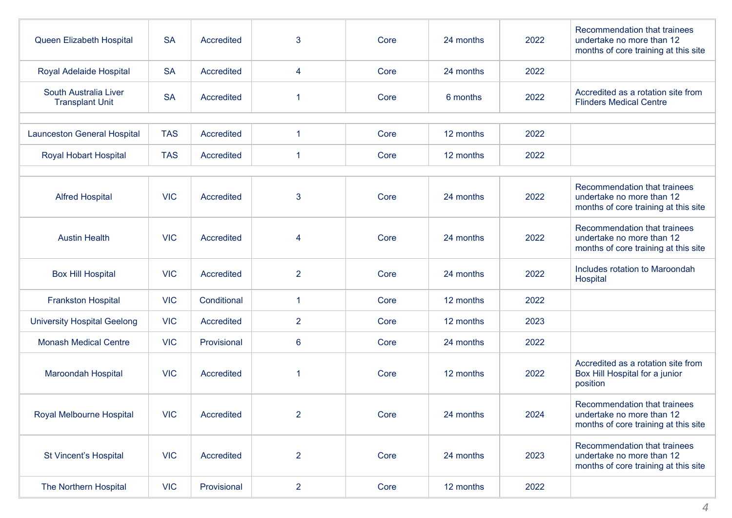| | | | | | | | |
|---|---|---|---|---|---|---|---|
| Queen Elizabeth Hospital | SA | Accredited | 3 | Core | 24 months | 2022 | Recommendation that trainees undertake no more than 12 months of core training at this site |
| Royal Adelaide Hospital | SA | Accredited | 4 | Core | 24 months | 2022 | |
| South Australia Liver Transplant Unit | SA | Accredited | 1 | Core | 6 months | 2022 | Accredited as a rotation site from Flinders Medical Centre |
| | | | | | | | |
| Launceston General Hospital | TAS | Accredited | 1 | Core | 12 months | 2022 | |
| Royal Hobart Hospital | TAS | Accredited | 1 | Core | 12 months | 2022 | |
| | | | | | | | |
| Alfred Hospital | VIC | Accredited | 3 | Core | 24 months | 2022 | Recommendation that trainees undertake no more than 12 months of core training at this site |
| Austin Health | VIC | Accredited | 4 | Core | 24 months | 2022 | Recommendation that trainees undertake no more than 12 months of core training at this site |
| Box Hill Hospital | VIC | Accredited | 2 | Core | 24 months | 2022 | Includes rotation to Maroondah Hospital |
| Frankston Hospital | VIC | Conditional | 1 | Core | 12 months | 2022 | |
| University Hospital Geelong | VIC | Accredited | 2 | Core | 12 months | 2023 | |
| Monash Medical Centre | VIC | Provisional | 6 | Core | 24 months | 2022 | |
| Maroondah Hospital | VIC | Accredited | 1 | Core | 12 months | 2022 | Accredited as a rotation site from Box Hill Hospital for a junior position |
| Royal Melbourne Hospital | VIC | Accredited | 2 | Core | 24 months | 2024 | Recommendation that trainees undertake no more than 12 months of core training at this site |
| St Vincent's Hospital | VIC | Accredited | 2 | Core | 24 months | 2023 | Recommendation that trainees undertake no more than 12 months of core training at this site |
| The Northern Hospital | VIC | Provisional | 2 | Core | 12 months | 2022 | |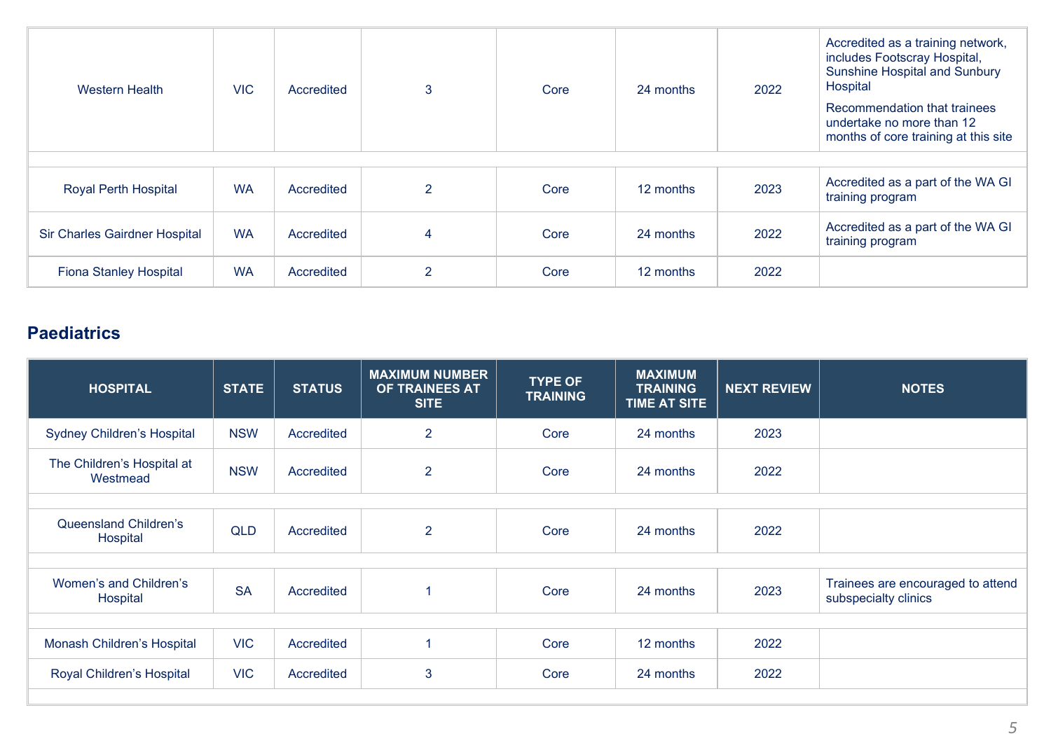| HOSPITAL | STATE | STATUS | MAXIMUM NUMBER OF TRAINEES AT SITE | TYPE OF TRAINING | MAXIMUM TRAINING TIME AT SITE | NEXT REVIEW | NOTES |
|---|---|---|---|---|---|---|---|
| Western Health | VIC | Accredited | 3 | Core | 24 months | 2022 | Accredited as a training network, includes Footscray Hospital, Sunshine Hospital and Sunbury Hospital<br>Recommendation that trainees undertake no more than 12 months of core training at this site |
| | | | | | | | |
| Royal Perth Hospital | WA | Accredited | 2 | Core | 12 months | 2023 | Accredited as a part of the WA GI training program |
| Sir Charles Gairdner Hospital | WA | Accredited | 4 | Core | 24 months | 2022 | Accredited as a part of the WA GI training program |
| Fiona Stanley Hospital | WA | Accredited | 2 | Core | 12 months | 2022 | |

## Paediatrics

| HOSPITAL | STATE | STATUS | MAXIMUM NUMBER OF TRAINEES AT SITE | TYPE OF TRAINING | MAXIMUM TRAINING TIME AT SITE | NEXT REVIEW | NOTES |
|---|---|---|---|---|---|---|---|
| Sydney Children's Hospital | NSW | Accredited | 2 | Core | 24 months | 2023 | |
| The Children's Hospital at Westmead | NSW | Accredited | 2 | Core | 24 months | 2022 | |
| | | | | | | | |
| Queensland Children's Hospital | QLD | Accredited | 2 | Core | 24 months | 2022 | |
| | | | | | | | |
| Women's and Children's Hospital | SA | Accredited | 1 | Core | 24 months | 2023 | Trainees are encouraged to attend subspecialty clinics |
| | | | | | | | |
| Monash Children's Hospital | VIC | Accredited | 1 | Core | 12 months | 2022 | |
| Royal Children's Hospital | VIC | Accredited | 3 | Core | 24 months | 2022 | |
| | | | | | | | |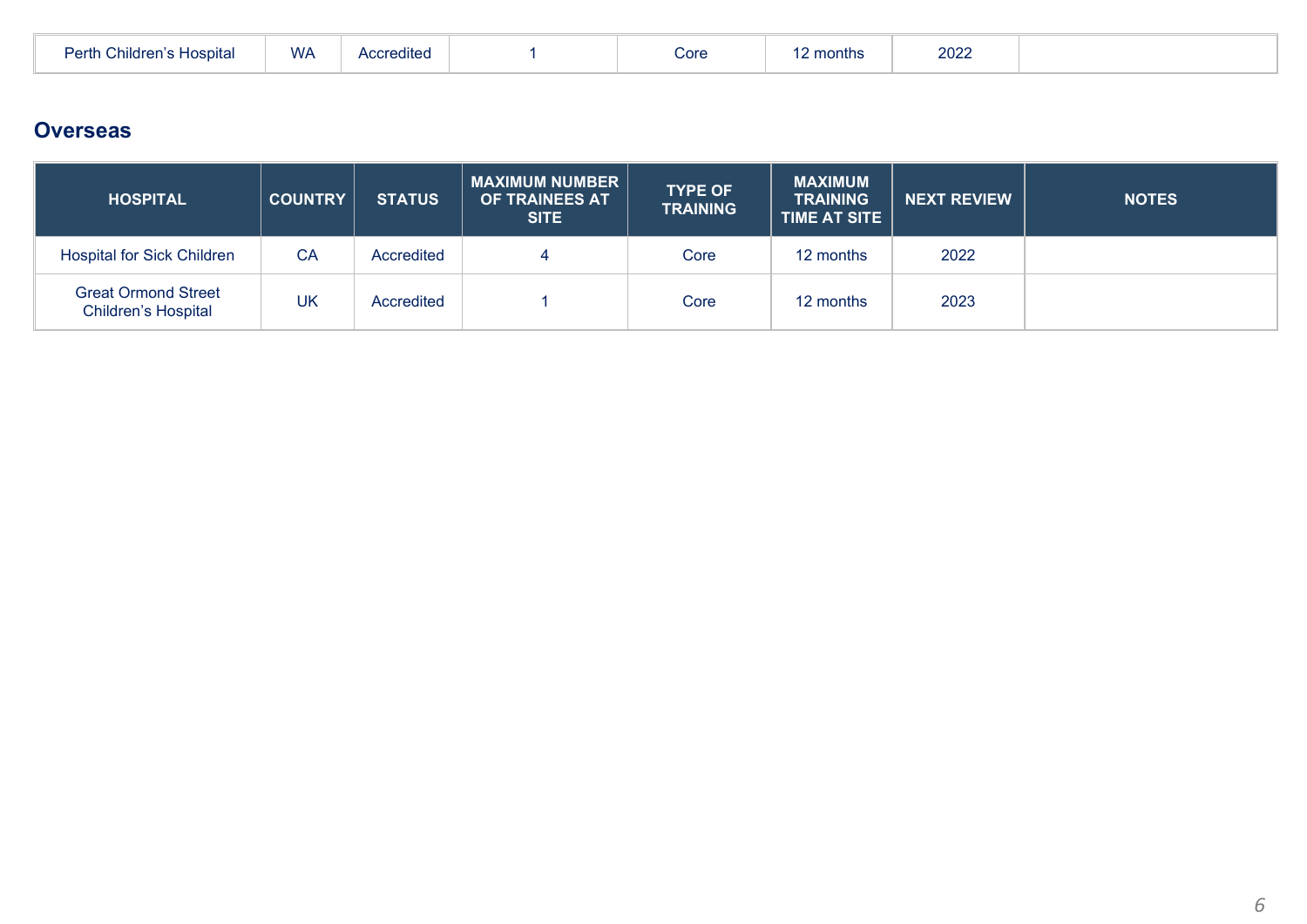| | | | | | | | |
|---|---|---|---|---|---|---|---|
| Perth Children's Hospital | WA | Accredited | 1 | Core | 12 months | 2022 | |

## Overseas

| HOSPITAL | COUNTRY | STATUS | MAXIMUM NUMBER OF TRAINEES AT SITE | TYPE OF TRAINING | MAXIMUM TRAINING TIME AT SITE | NEXT REVIEW | NOTES |
|---|---|---|---|---|---|---|---|
| Hospital for Sick Children | CA | Accredited | 4 | Core | 12 months | 2022 | |
| Great Ormond Street Children's Hospital | UK | Accredited | 1 | Core | 12 months | 2023 | |